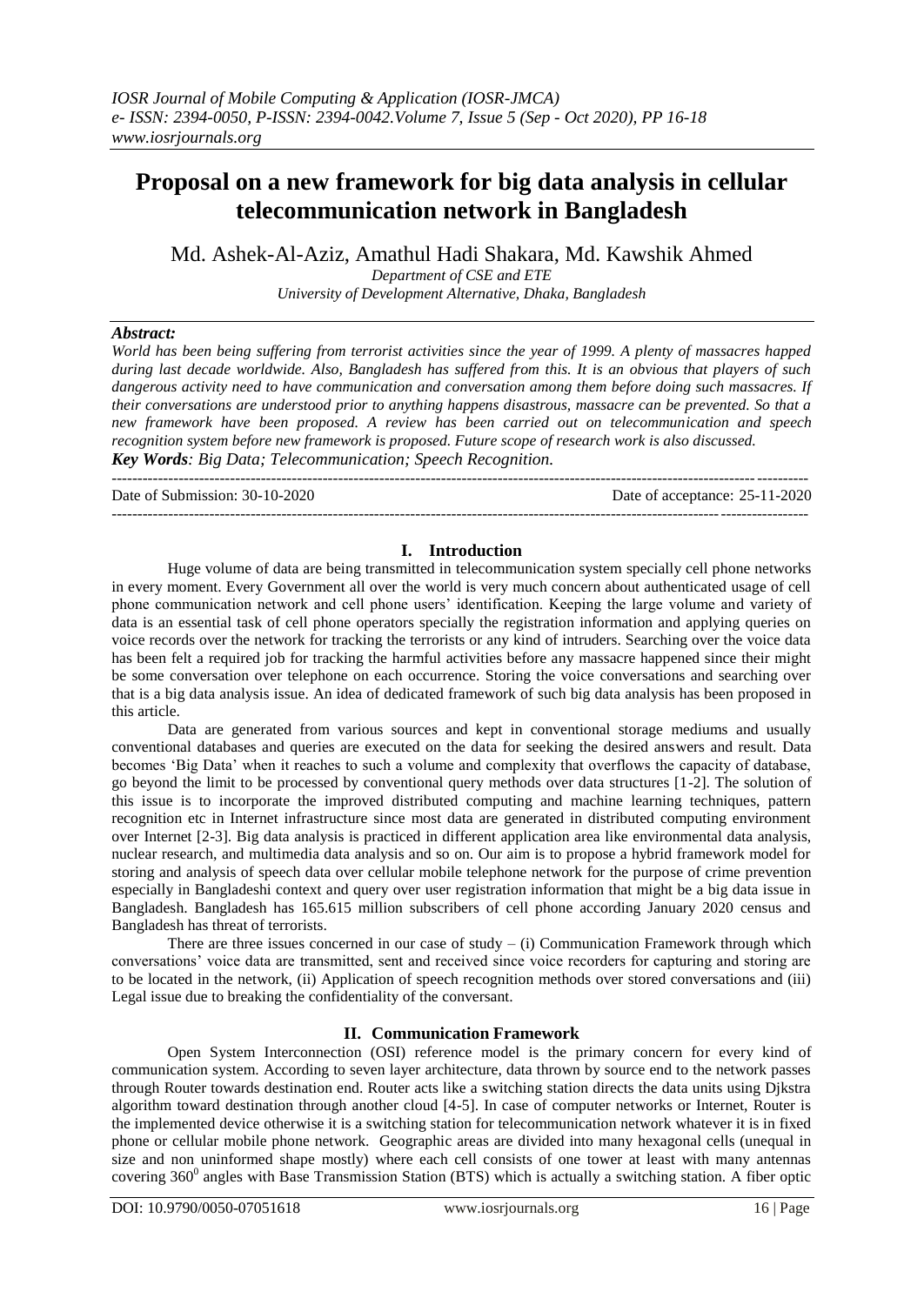# Proposal on a new framework for big data analysis in cellular telecommunication network in Bangladesh

Md. Ashek-Al-Aziz, Amathul Hadi Shakara, Md. Kawshik Ahmed

*Department of CSE and ETE*
*University of Development Alternative, Dhaka, Bangladesh*

***Abstract:***
*World has been being suffering from terrorist activities since the year of 1999. A plenty of massacres happed during last decade worldwide. Also, Bangladesh has suffered from this. It is an obvious that players of such dangerous activity need to have communication and conversation among them before doing such massacres. If their conversations are understood prior to anything happens disastrous, massacre can be prevented. So that a new framework have been proposed. A review has been carried out on telecommunication and speech recognition system before new framework is proposed. Future scope of research work is also discussed.*
***Key Words****: Big Data; Telecommunication; Speech Recognition.*

---

Date of Submission: 30-10-2020 | Date of acceptance: 25-11-2020

---

## I. Introduction

Huge volume of data are being transmitted in telecommunication system specially cell phone networks in every moment. Every Government all over the world is very much concern about authenticated usage of cell phone communication network and cell phone users' identification. Keeping the large volume and variety of data is an essential task of cell phone operators specially the registration information and applying queries on voice records over the network for tracking the terrorists or any kind of intruders. Searching over the voice data has been felt a required job for tracking the harmful activities before any massacre happened since their might be some conversation over telephone on each occurrence. Storing the voice conversations and searching over that is a big data analysis issue. An idea of dedicated framework of such big data analysis has been proposed in this article.

Data are generated from various sources and kept in conventional storage mediums and usually conventional databases and queries are executed on the data for seeking the desired answers and result. Data becomes 'Big Data' when it reaches to such a volume and complexity that overflows the capacity of database, go beyond the limit to be processed by conventional query methods over data structures [1-2]. The solution of this issue is to incorporate the improved distributed computing and machine learning techniques, pattern recognition etc in Internet infrastructure since most data are generated in distributed computing environment over Internet [2-3]. Big data analysis is practiced in different application area like environmental data analysis, nuclear research, and multimedia data analysis and so on. Our aim is to propose a hybrid framework model for storing and analysis of speech data over cellular mobile telephone network for the purpose of crime prevention especially in Bangladeshi context and query over user registration information that might be a big data issue in Bangladesh. Bangladesh has 165.615 million subscribers of cell phone according January 2020 census and Bangladesh has threat of terrorists.

There are three issues concerned in our case of study – (i) Communication Framework through which conversations' voice data are transmitted, sent and received since voice recorders for capturing and storing are to be located in the network, (ii) Application of speech recognition methods over stored conversations and (iii) Legal issue due to breaking the confidentiality of the conversant.

## II. Communication Framework

Open System Interconnection (OSI) reference model is the primary concern for every kind of communication system. According to seven layer architecture, data thrown by source end to the network passes through Router towards destination end. Router acts like a switching station directs the data units using Djkstra algorithm toward destination through another cloud [4-5]. In case of computer networks or Internet, Router is the implemented device otherwise it is a switching station for telecommunication network whatever it is in fixed phone or cellular mobile phone network. Geographic areas are divided into many hexagonal cells (unequal in size and non uninformed shape mostly) where each cell consists of one tower at least with many antennas covering $360^0$ angles with Base Transmission Station (BTS) which is actually a switching station. A fiber optic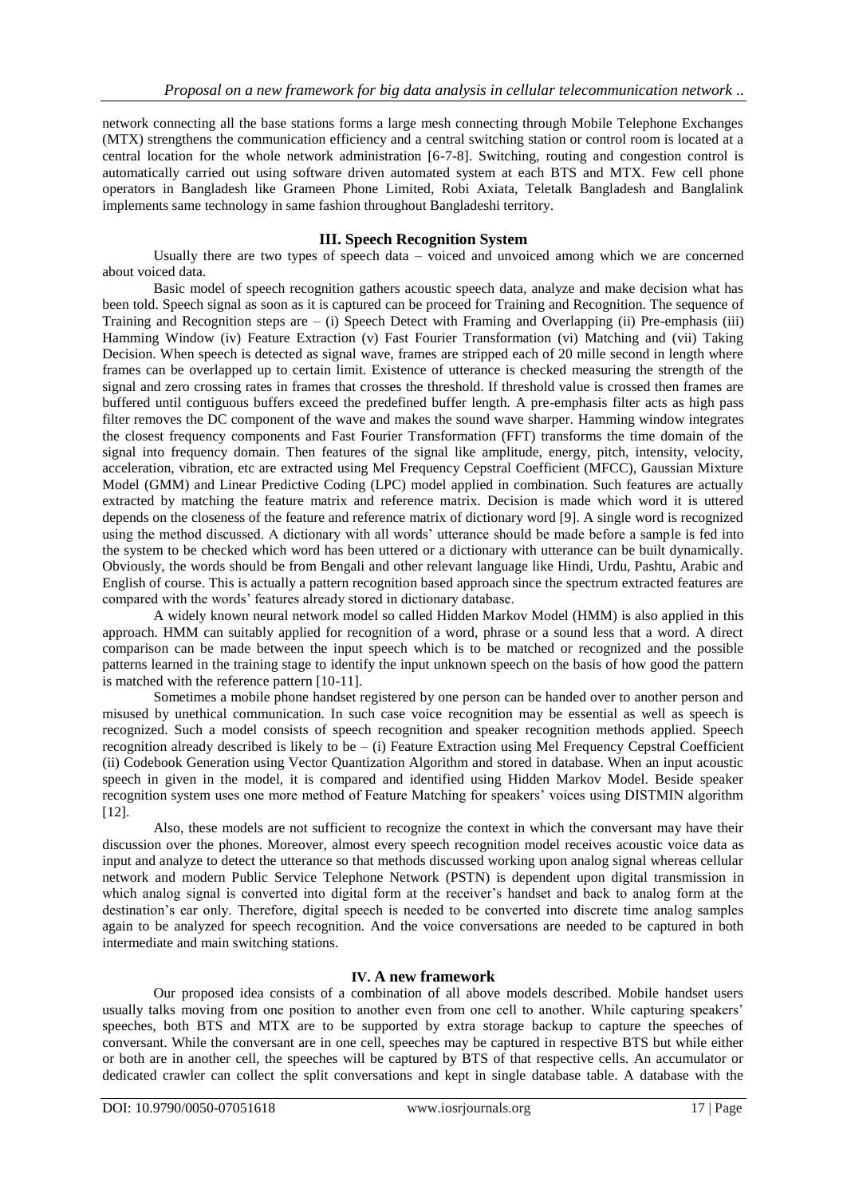network connecting all the base stations forms a large mesh connecting through Mobile Telephone Exchanges (MTX) strengthens the communication efficiency and a central switching station or control room is located at a central location for the whole network administration [6-7-8]. Switching, routing and congestion control is automatically carried out using software driven automated system at each BTS and MTX. Few cell phone operators in Bangladesh like Grameen Phone Limited, Robi Axiata, Teletalk Bangladesh and Banglalink implements same technology in same fashion throughout Bangladeshi territory.

## III. Speech Recognition System

Usually there are two types of speech data – voiced and unvoiced among which we are concerned about voiced data.

Basic model of speech recognition gathers acoustic speech data, analyze and make decision what has been told. Speech signal as soon as it is captured can be proceed for Training and Recognition. The sequence of Training and Recognition steps are – (i) Speech Detect with Framing and Overlapping (ii) Pre-emphasis (iii) Hamming Window (iv) Feature Extraction (v) Fast Fourier Transformation (vi) Matching and (vii) Taking Decision. When speech is detected as signal wave, frames are stripped each of 20 mille second in length where frames can be overlapped up to certain limit. Existence of utterance is checked measuring the strength of the signal and zero crossing rates in frames that crosses the threshold. If threshold value is crossed then frames are buffered until contiguous buffers exceed the predefined buffer length. A pre-emphasis filter acts as high pass filter removes the DC component of the wave and makes the sound wave sharper. Hamming window integrates the closest frequency components and Fast Fourier Transformation (FFT) transforms the time domain of the signal into frequency domain. Then features of the signal like amplitude, energy, pitch, intensity, velocity, acceleration, vibration, etc are extracted using Mel Frequency Cepstral Coefficient (MFCC), Gaussian Mixture Model (GMM) and Linear Predictive Coding (LPC) model applied in combination. Such features are actually extracted by matching the feature matrix and reference matrix. Decision is made which word it is uttered depends on the closeness of the feature and reference matrix of dictionary word [9]. A single word is recognized using the method discussed. A dictionary with all words' utterance should be made before a sample is fed into the system to be checked which word has been uttered or a dictionary with utterance can be built dynamically. Obviously, the words should be from Bengali and other relevant language like Hindi, Urdu, Pashtu, Arabic and English of course. This is actually a pattern recognition based approach since the spectrum extracted features are compared with the words' features already stored in dictionary database.

A widely known neural network model so called Hidden Markov Model (HMM) is also applied in this approach. HMM can suitably applied for recognition of a word, phrase or a sound less that a word. A direct comparison can be made between the input speech which is to be matched or recognized and the possible patterns learned in the training stage to identify the input unknown speech on the basis of how good the pattern is matched with the reference pattern [10-11].

Sometimes a mobile phone handset registered by one person can be handed over to another person and misused by unethical communication. In such case voice recognition may be essential as well as speech is recognized. Such a model consists of speech recognition and speaker recognition methods applied. Speech recognition already described is likely to be – (i) Feature Extraction using Mel Frequency Cepstral Coefficient (ii) Codebook Generation using Vector Quantization Algorithm and stored in database. When an input acoustic speech in given in the model, it is compared and identified using Hidden Markov Model. Beside speaker recognition system uses one more method of Feature Matching for speakers' voices using DISTMIN algorithm [12].

Also, these models are not sufficient to recognize the context in which the conversant may have their discussion over the phones. Moreover, almost every speech recognition model receives acoustic voice data as input and analyze to detect the utterance so that methods discussed working upon analog signal whereas cellular network and modern Public Service Telephone Network (PSTN) is dependent upon digital transmission in which analog signal is converted into digital form at the receiver's handset and back to analog form at the destination's ear only. Therefore, digital speech is needed to be converted into discrete time analog samples again to be analyzed for speech recognition. And the voice conversations are needed to be captured in both intermediate and main switching stations.

## IV. A new framework

Our proposed idea consists of a combination of all above models described. Mobile handset users usually talks moving from one position to another even from one cell to another. While capturing speakers' speeches, both BTS and MTX are to be supported by extra storage backup to capture the speeches of conversant. While the conversant are in one cell, speeches may be captured in respective BTS but while either or both are in another cell, the speeches will be captured by BTS of that respective cells. An accumulator or dedicated crawler can collect the split conversations and kept in single database table. A database with the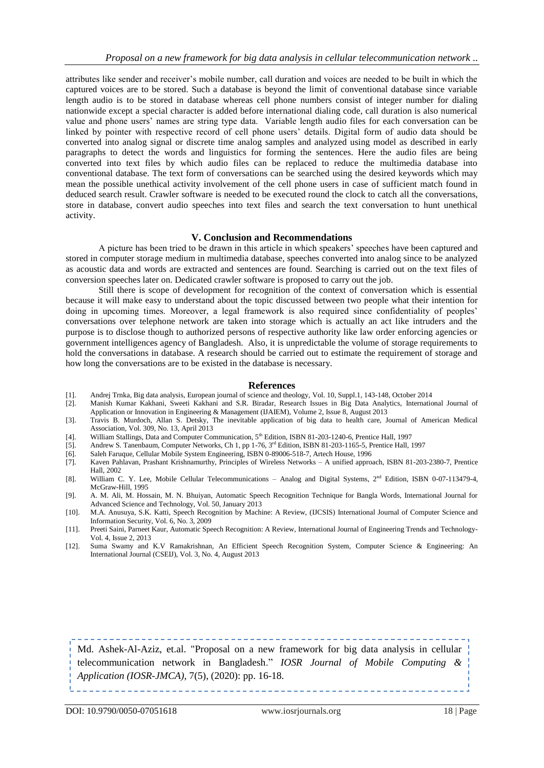attributes like sender and receiver's mobile number, call duration and voices are needed to be built in which the captured voices are to be stored. Such a database is beyond the limit of conventional database since variable length audio is to be stored in database whereas cell phone numbers consist of integer number for dialing nationwide except a special character is added before international dialing code, call duration is also numerical value and phone users' names are string type data. Variable length audio files for each conversation can be linked by pointer with respective record of cell phone users' details. Digital form of audio data should be converted into analog signal or discrete time analog samples and analyzed using model as described in early paragraphs to detect the words and linguistics for forming the sentences. Here the audio files are being converted into text files by which audio files can be replaced to reduce the multimedia database into conventional database. The text form of conversations can be searched using the desired keywords which may mean the possible unethical activity involvement of the cell phone users in case of sufficient match found in deduced search result. Crawler software is needed to be executed round the clock to catch all the conversations, store in database, convert audio speeches into text files and search the text conversation to hunt unethical activity.

## V. Conclusion and Recommendations

A picture has been tried to be drawn in this article in which speakers' speeches have been captured and stored in computer storage medium in multimedia database, speeches converted into analog since to be analyzed as acoustic data and words are extracted and sentences are found. Searching is carried out on the text files of conversion speeches later on. Dedicated crawler software is proposed to carry out the job.

Still there is scope of development for recognition of the context of conversation which is essential because it will make easy to understand about the topic discussed between two people what their intention for doing in upcoming times. Moreover, a legal framework is also required since confidentiality of peoples' conversations over telephone network are taken into storage which is actually an act like intruders and the purpose is to disclose though to authorized persons of respective authority like law order enforcing agencies or government intelligences agency of Bangladesh. Also, it is unpredictable the volume of storage requirements to hold the conversations in database. A research should be carried out to estimate the requirement of storage and how long the conversations are to be existed in the database is necessary.

## References

[1]. Andrej Trnka, Big data analysis, European journal of science and theology, Vol. 10, Suppl.1, 143-148, October 2014

[2]. Manish Kumar Kakhani, Sweeti Kakhani and S.R. Biradar, Research Issues in Big Data Analytics, International Journal of Application or Innovation in Engineering & Management (IJAIEM), Volume 2, Issue 8, August 2013

[3]. Travis B. Murdoch, Allan S. Detsky, The inevitable application of big data to health care, Journal of American Medical Association, Vol. 309, No. 13, April 2013

[4]. William Stallings, Data and Computer Communication, 5th Edition, ISBN 81-203-1240-6, Prentice Hall, 1997

[5]. Andrew S. Tanenbaum, Computer Networks, Ch 1, pp 1-76, 3rd Edition, ISBN 81-203-1165-5, Prentice Hall, 1997

[6]. Saleh Faruque, Cellular Mobile System Engineering, ISBN 0-89006-518-7, Artech House, 1996

[7]. Kaven Pahlavan, Prashant Krishnamurthy, Principles of Wireless Networks – A unified approach, ISBN 81-203-2380-7, Prentice Hall, 2002

[8]. William C. Y. Lee, Mobile Cellular Telecommunications – Analog and Digital Systems, 2nd Edition, ISBN 0-07-113479-4, McGraw-Hill, 1995

[9]. A. M. Ali, M. Hossain, M. N. Bhuiyan, Automatic Speech Recognition Technique for Bangla Words, International Journal for Advanced Science and Technology, Vol. 50, January 2013

[10]. M.A. Anusuya, S.K. Katti, Speech Recognition by Machine: A Review, (IJCSIS) International Journal of Computer Science and Information Security, Vol. 6, No. 3, 2009

[11]. Preeti Saini, Parneet Kaur, Automatic Speech Recognition: A Review, International Journal of Engineering Trends and Technology-Vol. 4, Issue 2, 2013

[12]. Suma Swamy and K.V Ramakrishnan, An Efficient Speech Recognition System, Computer Science & Engineering: An International Journal (CSEIJ), Vol. 3, No. 4, August 2013

Md. Ashek-Al-Aziz, et.al. "Proposal on a new framework for big data analysis in cellular telecommunication network in Bangladesh." *IOSR Journal of Mobile Computing & Application (IOSR-JMCA)*, 7(5), (2020): pp. 16-18.